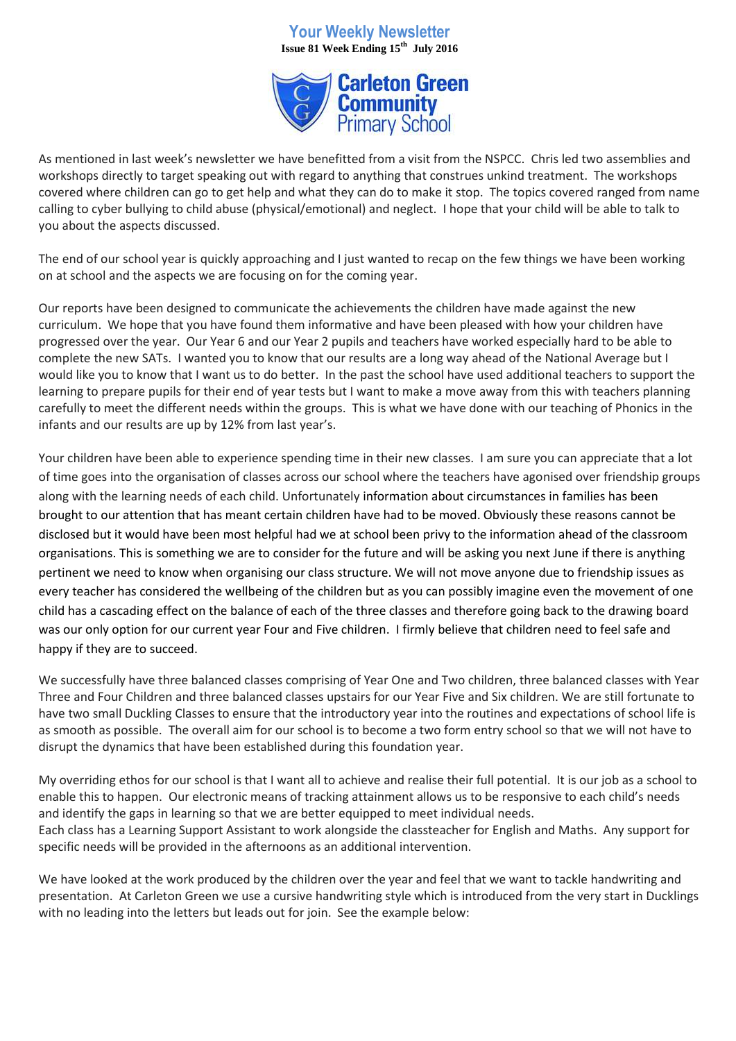# Your Weekly Newsletter

**Issue 81 Week Ending 15th July 2016**

**Carleton Green Community Primary School**

As mentioned in last week's newsletter we have benefitted from a visit from the NSPCC. Chris led two assemblies and workshops directly to target speaking out with regard to anything that construes unkind treatment. The workshops covered where children can go to get help and what they can do to make it stop. The topics covered ranged from name calling to cyber bullying to child abuse (physical/emotional) and neglect. I hope that your child will be able to talk to you about the aspects discussed.

The end of our school year is quickly approaching and I just wanted to recap on the few things we have been working on at school and the aspects we are focusing on for the coming year.

Our reports have been designed to communicate the achievements the children have made against the new curriculum. We hope that you have found them informative and have been pleased with how your children have progressed over the year. Our Year 6 and our Year 2 pupils and teachers have worked especially hard to be able to complete the new SATs. I wanted you to know that our results are a long way ahead of the National Average but I would like you to know that I want us to do better. In the past the school have used additional teachers to support the learning to prepare pupils for their end of year tests but I want to make a move away from this with teachers planning carefully to meet the different needs within the groups. This is what we have done with our teaching of Phonics in the infants and our results are up by 12% from last year's.

Your children have been able to experience spending time in their new classes. I am sure you can appreciate that a lot of time goes into the organisation of classes across our school where the teachers have agonised over friendship groups along with the learning needs of each child. Unfortunately information about circumstances in families has been brought to our attention that has meant certain children have had to be moved. Obviously these reasons cannot be disclosed but it would have been most helpful had we at school been privy to the information ahead of the classroom organisations. This is something we are to consider for the future and will be asking you next June if there is anything pertinent we need to know when organising our class structure. We will not move anyone due to friendship issues as every teacher has considered the wellbeing of the children but as you can possibly imagine even the movement of one child has a cascading effect on the balance of each of the three classes and therefore going back to the drawing board was our only option for our current year Four and Five children. I firmly believe that children need to feel safe and happy if they are to succeed.

We successfully have three balanced classes comprising of Year One and Two children, three balanced classes with Year Three and Four Children and three balanced classes upstairs for our Year Five and Six children. We are still fortunate to have two small Duckling Classes to ensure that the introductory year into the routines and expectations of school life is as smooth as possible. The overall aim for our school is to become a two form entry school so that we will not have to disrupt the dynamics that have been established during this foundation year.

My overriding ethos for our school is that I want all to achieve and realise their full potential. It is our job as a school to enable this to happen. Our electronic means of tracking attainment allows us to be responsive to each child's needs and identify the gaps in learning so that we are better equipped to meet individual needs.
Each class has a Learning Support Assistant to work alongside the classteacher for English and Maths. Any support for specific needs will be provided in the afternoons as an additional intervention.

We have looked at the work produced by the children over the year and feel that we want to tackle handwriting and presentation. At Carleton Green we use a cursive handwriting style which is introduced from the very start in Ducklings with no leading into the letters but leads out for join. See the example below: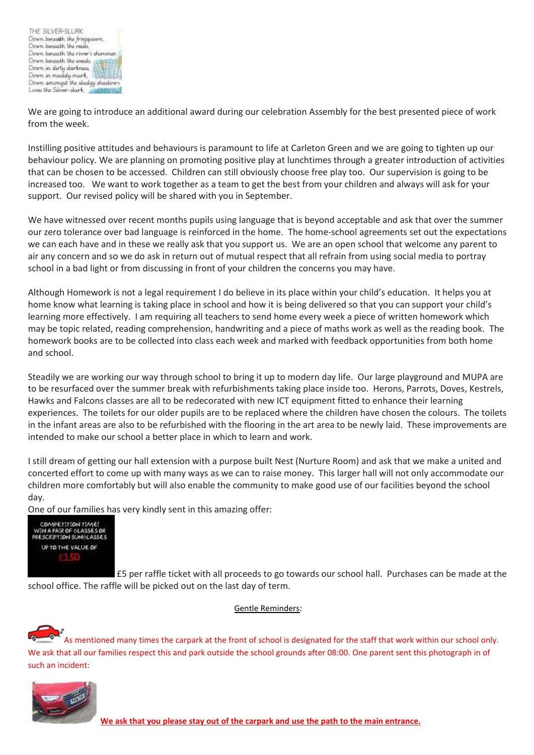We are going to introduce an additional award during our celebration Assembly for the best presented piece of work from the week.

Instilling positive attitudes and behaviours is paramount to life at Carleton Green and we are going to tighten up our behaviour policy. We are planning on promoting positive play at lunchtimes through a greater introduction of activities that can be chosen to be accessed. Children can still obviously choose free play too. Our supervision is going to be increased too. We want to work together as a team to get the best from your children and always will ask for your support. Our revised policy will be shared with you in September.

We have witnessed over recent months pupils using language that is beyond acceptable and ask that over the summer our zero tolerance over bad language is reinforced in the home. The home-school agreements set out the expectations we can each have and in these we really ask that you support us. We are an open school that welcome any parent to air any concern and so we do ask in return out of mutual respect that all refrain from using social media to portray school in a bad light or from discussing in front of your children the concerns you may have.

Although Homework is not a legal requirement I do believe in its place within your child's education. It helps you at home know what learning is taking place in school and how it is being delivered so that you can support your child's learning more effectively. I am requiring all teachers to send home every week a piece of written homework which may be topic related, reading comprehension, handwriting and a piece of maths work as well as the reading book. The homework books are to be collected into class each week and marked with feedback opportunities from both home and school.

Steadily we are working our way through school to bring it up to modern day life. Our large playground and MUPA are to be resurfaced over the summer break with refurbishments taking place inside too. Herons, Parrots, Doves, Kestrels, Hawks and Falcons classes are all to be redecorated with new ICT equipment fitted to enhance their learning experiences. The toilets for our older pupils are to be replaced where the children have chosen the colours. The toilets in the infant areas are also to be refurbished with the flooring in the art area to be newly laid. These improvements are intended to make our school a better place in which to learn and work.

I still dream of getting our hall extension with a purpose built Nest (Nurture Room) and ask that we make a united and concerted effort to come up with many ways as we can to raise money. This larger hall will not only accommodate our children more comfortably but will also enable the community to make good use of our facilities beyond the school day.

One of our families has very kindly sent in this amazing offer:

£5 per raffle ticket with all proceeds to go towards our school hall. Purchases can be made at the school office. The raffle will be picked out on the last day of term.

<u>Gentle Reminders</u>:

As mentioned many times the carpark at the front of school is designated for the staff that work within our school only. We ask that all our families respect this and park outside the school grounds after 08:00. One parent sent this photograph in of such an incident:

**<u>We ask that you please stay out of the carpark and use the path to the main entrance.</u>**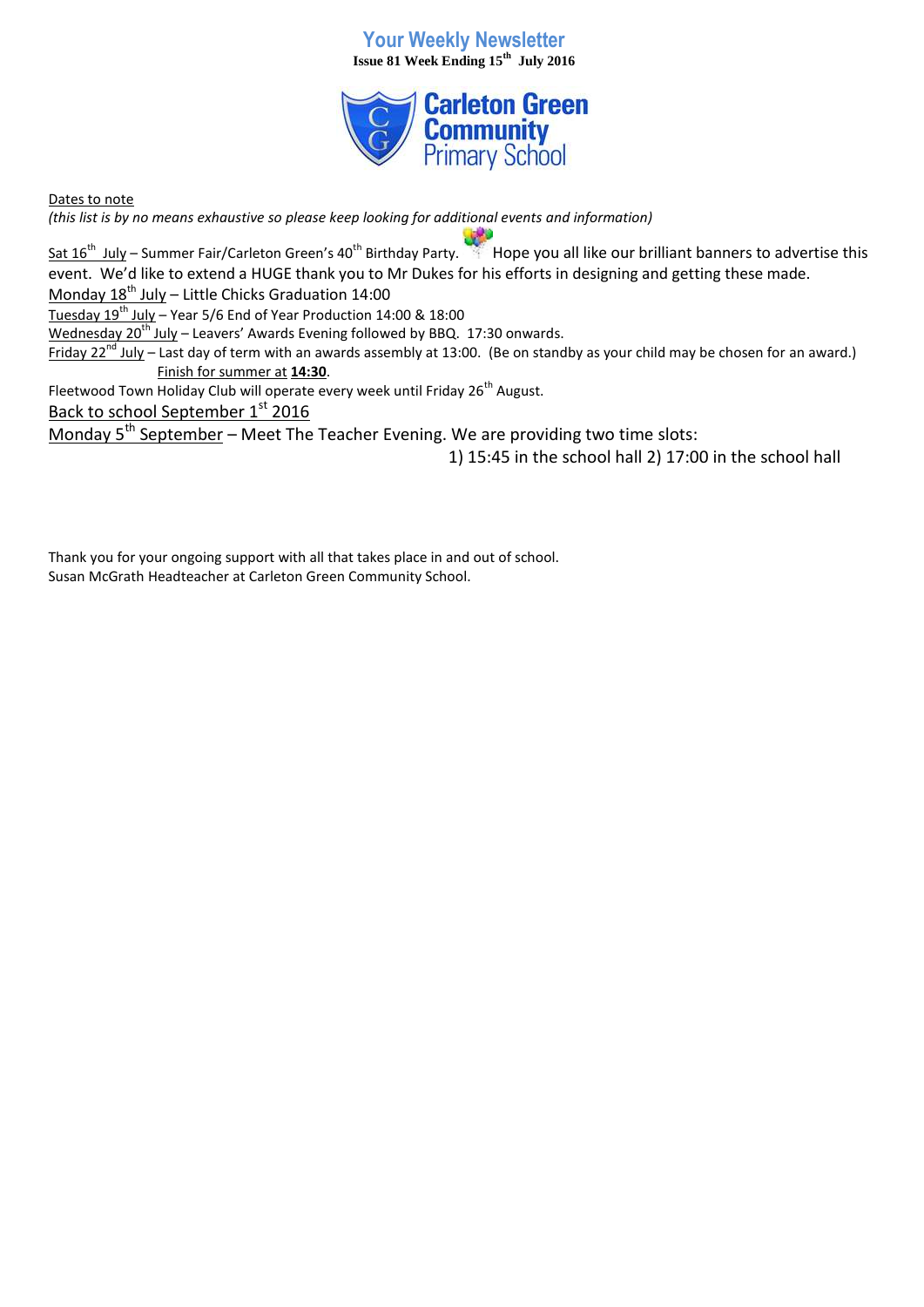# Your Weekly Newsletter

**Issue 81 Week Ending 15th July 2016**

Carleton Green Community Primary School

Dates to note

*(this list is by no means exhaustive so please keep looking for additional events and information)*

Sat 16th July – Summer Fair/Carleton Green's 40th Birthday Party. Hope you all like our brilliant banners to advertise this event. We'd like to extend a HUGE thank you to Mr Dukes for his efforts in designing and getting these made.

Monday 18th July – Little Chicks Graduation 14:00

Tuesday 19th July – Year 5/6 End of Year Production 14:00 & 18:00

Wednesday 20th July – Leavers' Awards Evening followed by BBQ. 17:30 onwards.

Friday 22nd July – Last day of term with an awards assembly at 13:00. (Be on standby as your child may be chosen for an award.) Finish for summer at **14:30**.

Fleetwood Town Holiday Club will operate every week until Friday 26th August.

Back to school September 1st 2016

Monday 5th September – Meet The Teacher Evening. We are providing two time slots:
1) 15:45 in the school hall 2) 17:00 in the school hall

Thank you for your ongoing support with all that takes place in and out of school.
Susan McGrath Headteacher at Carleton Green Community School.